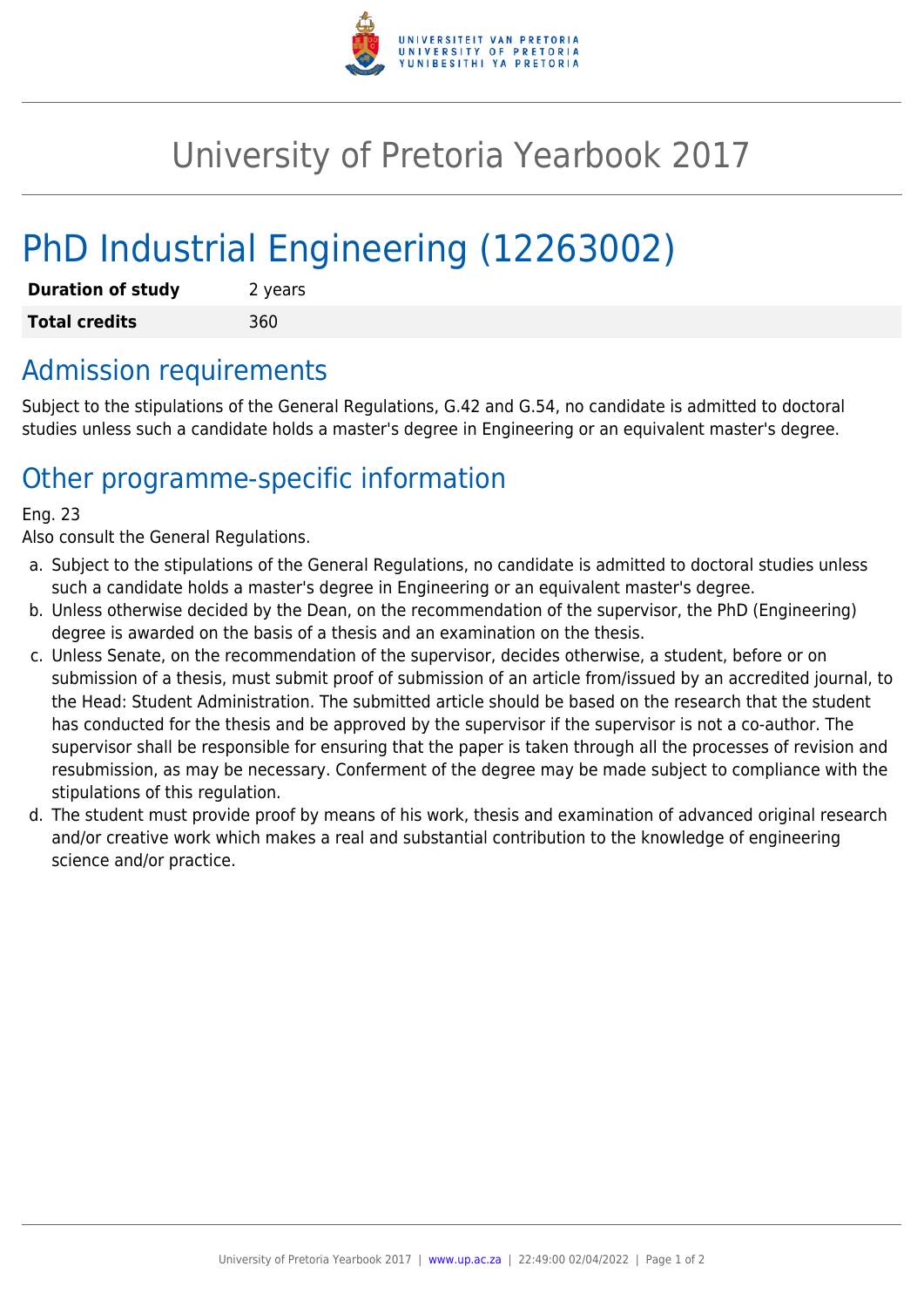# University of Pretoria Yearbook 2017

# PhD Industrial Engineering (12263002)

| | |
|---|---|
| **Duration of study** | 2 years |
| **Total credits** | 360 |

## Admission requirements

Subject to the stipulations of the General Regulations, G.42 and G.54, no candidate is admitted to doctoral studies unless such a candidate holds a master's degree in Engineering or an equivalent master's degree.

## Other programme-specific information

Eng. 23
Also consult the General Regulations.

a. Subject to the stipulations of the General Regulations, no candidate is admitted to doctoral studies unless such a candidate holds a master's degree in Engineering or an equivalent master's degree.
b. Unless otherwise decided by the Dean, on the recommendation of the supervisor, the PhD (Engineering) degree is awarded on the basis of a thesis and an examination on the thesis.
c. Unless Senate, on the recommendation of the supervisor, decides otherwise, a student, before or on submission of a thesis, must submit proof of submission of an article from/issued by an accredited journal, to the Head: Student Administration. The submitted article should be based on the research that the student has conducted for the thesis and be approved by the supervisor if the supervisor is not a co-author. The supervisor shall be responsible for ensuring that the paper is taken through all the processes of revision and resubmission, as may be necessary. Conferment of the degree may be made subject to compliance with the stipulations of this regulation.
d. The student must provide proof by means of his work, thesis and examination of advanced original research and/or creative work which makes a real and substantial contribution to the knowledge of engineering science and/or practice.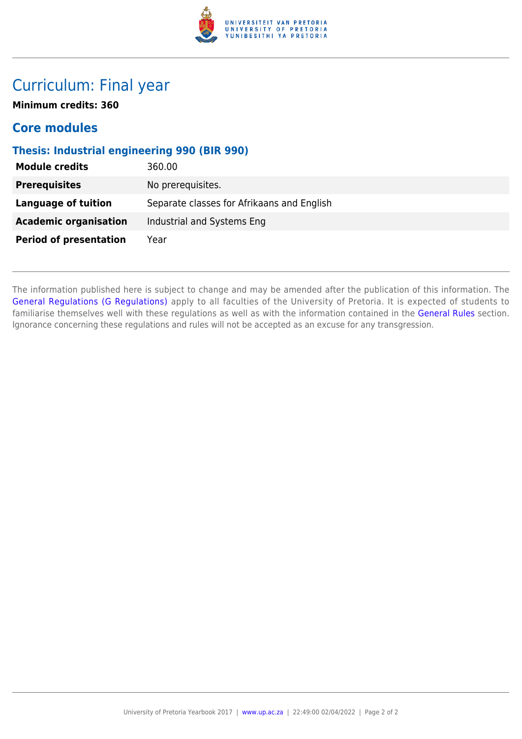# Curriculum: Final year

**Minimum credits: 360**

## Core modules

### Thesis: Industrial engineering 990 (BIR 990)

| | |
|---|---|
| **Module credits** | 360.00 |
| **Prerequisites** | No prerequisites. |
| **Language of tuition** | Separate classes for Afrikaans and English |
| **Academic organisation** | Industrial and Systems Eng |
| **Period of presentation** | Year |

The information published here is subject to change and may be amended after the publication of this information. The General Regulations (G Regulations) apply to all faculties of the University of Pretoria. It is expected of students to familiarise themselves well with these regulations as well as with the information contained in the General Rules section. Ignorance concerning these regulations and rules will not be accepted as an excuse for any transgression.